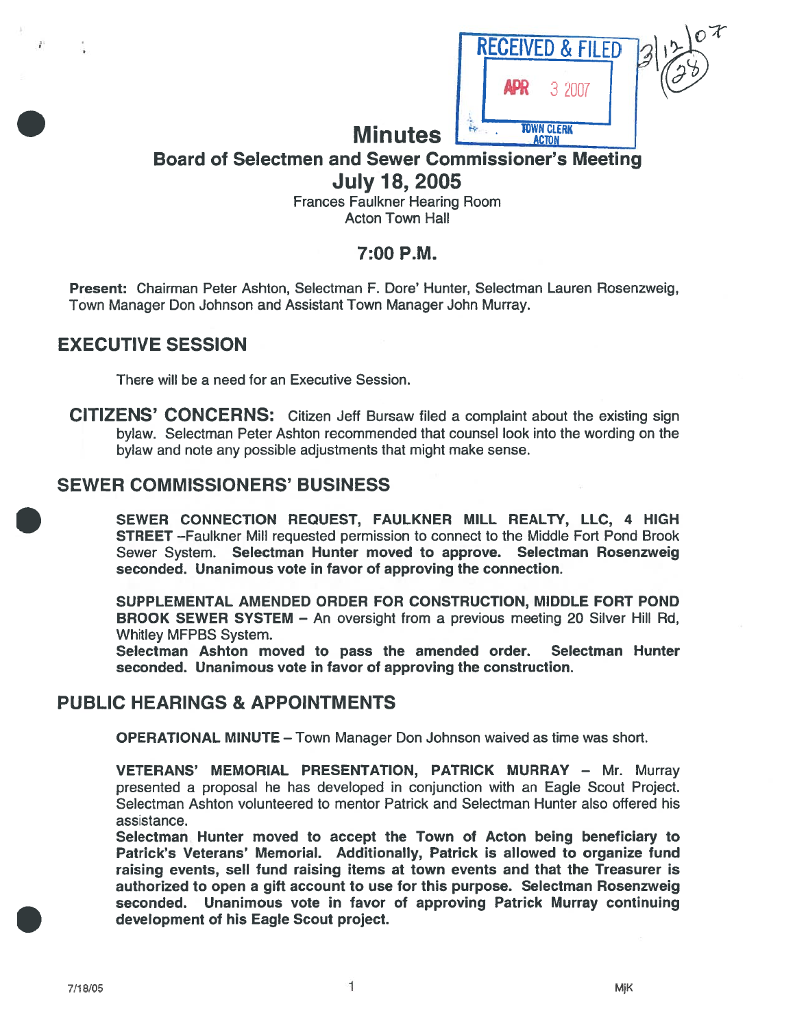RECEIVED & FILED
APR 3 2007
TOWN CLERK
ACTON

3/12/07
(28)

# Minutes

## Board of Selectmen and Sewer Commissioner's Meeting

## July 18, 2005

Frances Faulkner Hearing Room
Acton Town Hall

### 7:00 P.M.

**Present:** Chairman Peter Ashton, Selectman F. Dore' Hunter, Selectman Lauren Rosenzweig, Town Manager Don Johnson and Assistant Town Manager John Murray.

## EXECUTIVE SESSION

There will be a need for an Executive Session.

**CITIZENS' CONCERNS:** Citizen Jeff Bursaw filed a complaint about the existing sign bylaw. Selectman Peter Ashton recommended that counsel look into the wording on the bylaw and note any possible adjustments that might make sense.

## SEWER COMMISSIONERS' BUSINESS

**SEWER CONNECTION REQUEST, FAULKNER MILL REALTY, LLC, 4 HIGH STREET** –Faulkner Mill requested permission to connect to the Middle Fort Pond Brook Sewer System. **Selectman Hunter moved to approve. Selectman Rosenzweig seconded. Unanimous vote in favor of approving the connection.**

**SUPPLEMENTAL AMENDED ORDER FOR CONSTRUCTION, MIDDLE FORT POND BROOK SEWER SYSTEM** – An oversight from a previous meeting 20 Silver Hill Rd, Whitley MFPBS System.
**Selectman Ashton moved to pass the amended order. Selectman Hunter seconded. Unanimous vote in favor of approving the construction.**

## PUBLIC HEARINGS & APPOINTMENTS

**OPERATIONAL MINUTE** – Town Manager Don Johnson waived as time was short.

**VETERANS' MEMORIAL PRESENTATION, PATRICK MURRAY** – Mr. Murray presented a proposal he has developed in conjunction with an Eagle Scout Project. Selectman Ashton volunteered to mentor Patrick and Selectman Hunter also offered his assistance.
**Selectman Hunter moved to accept the Town of Acton being beneficiary to Patrick's Veterans' Memorial. Additionally, Patrick is allowed to organize fund raising events, sell fund raising items at town events and that the Treasurer is authorized to open a gift account to use for this purpose. Selectman Rosenzweig seconded. Unanimous vote in favor of approving Patrick Murray continuing development of his Eagle Scout project.**

7/18/05 MjK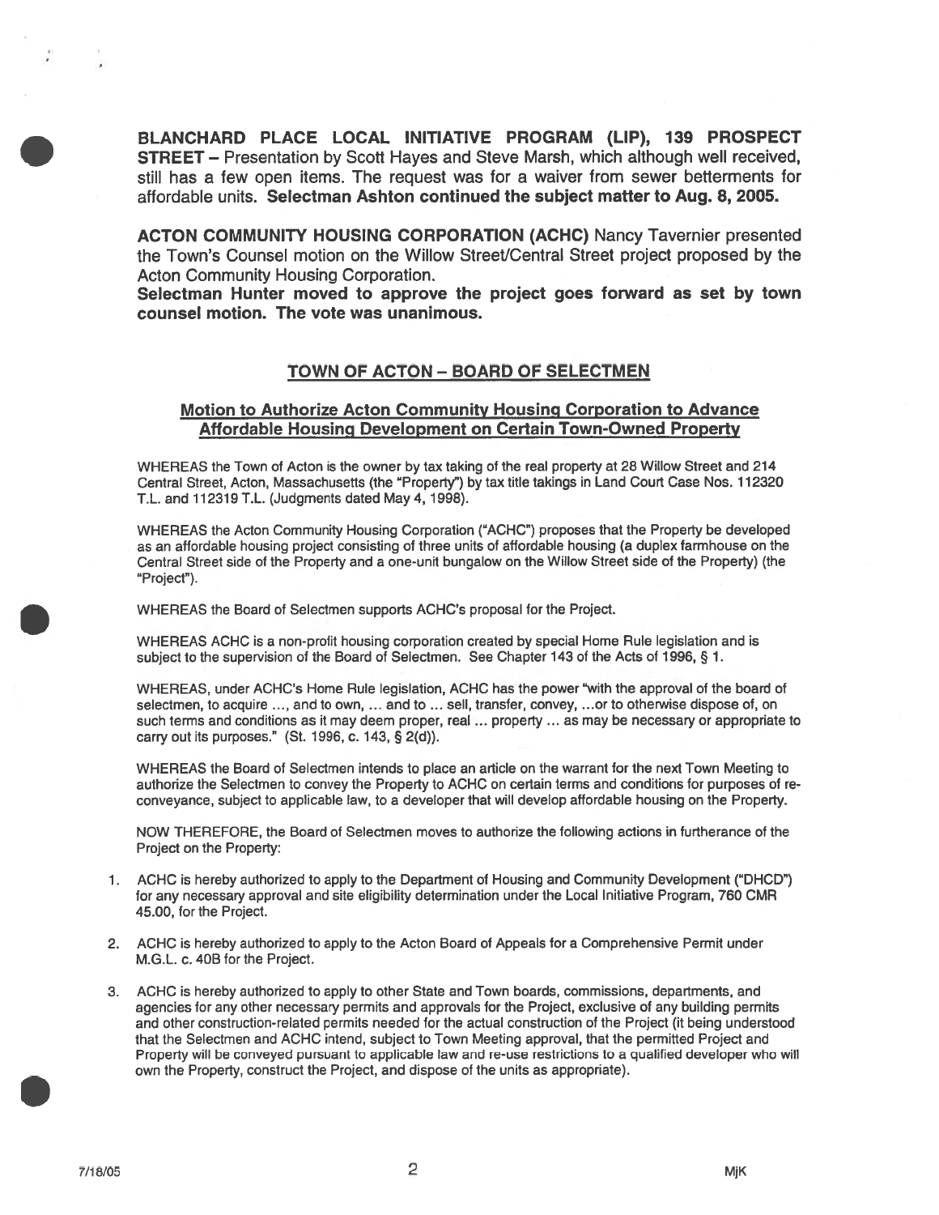**BLANCHARD PLACE LOCAL INITIATIVE PROGRAM (LIP), 139 PROSPECT STREET** – Presentation by Scott Hayes and Steve Marsh, which although well received, still has a few open items. The request was for a waiver from sewer betterments for affordable units. **Selectman Ashton continued the subject matter to Aug. 8, 2005.**

**ACTON COMMUNITY HOUSING CORPORATION (ACHC)** Nancy Tavernier presented the Town's Counsel motion on the Willow Street/Central Street project proposed by the Acton Community Housing Corporation.

**Selectman Hunter moved to approve the project goes forward as set by town counsel motion. The vote was unanimous.**

## TOWN OF ACTON – BOARD OF SELECTMEN

### Motion to Authorize Acton Community Housing Corporation to Advance Affordable Housing Development on Certain Town-Owned Property

WHEREAS the Town of Acton is the owner by tax taking of the real property at 28 Willow Street and 214 Central Street, Acton, Massachusetts (the "Property") by tax title takings in Land Court Case Nos. 112320 T.L. and 112319 T.L. (Judgments dated May 4, 1998).

WHEREAS the Acton Community Housing Corporation ("ACHC") proposes that the Property be developed as an affordable housing project consisting of three units of affordable housing (a duplex farmhouse on the Central Street side of the Property and a one-unit bungalow on the Willow Street side of the Property) (the "Project").

WHEREAS the Board of Selectmen supports ACHC's proposal for the Project.

WHEREAS ACHC is a non-profit housing corporation created by special Home Rule legislation and is subject to the supervision of the Board of Selectmen. See Chapter 143 of the Acts of 1996, § 1.

WHEREAS, under ACHC's Home Rule legislation, ACHC has the power "with the approval of the board of selectmen, to acquire ..., and to own, ... and to ... sell, transfer, convey, ...or to otherwise dispose of, on such terms and conditions as it may deem proper, real ... property ... as may be necessary or appropriate to carry out its purposes." (St. 1996, c. 143, § 2(d)).

WHEREAS the Board of Selectmen intends to place an article on the warrant for the next Town Meeting to authorize the Selectmen to convey the Property to ACHC on certain terms and conditions for purposes of re-conveyance, subject to applicable law, to a developer that will develop affordable housing on the Property.

NOW THEREFORE, the Board of Selectmen moves to authorize the following actions in furtherance of the Project on the Property:

1. ACHC is hereby authorized to apply to the Department of Housing and Community Development ("DHCD") for any necessary approval and site eligibility determination under the Local Initiative Program, 760 CMR 45.00, for the Project.
2. ACHC is hereby authorized to apply to the Acton Board of Appeals for a Comprehensive Permit under M.G.L. c. 40B for the Project.
3. ACHC is hereby authorized to apply to other State and Town boards, commissions, departments, and agencies for any other necessary permits and approvals for the Project, exclusive of any building permits and other construction-related permits needed for the actual construction of the Project (it being understood that the Selectmen and ACHC intend, subject to Town Meeting approval, that the permitted Project and Property will be conveyed pursuant to applicable law and re-use restrictions to a qualified developer who will own the Property, construct the Project, and dispose of the units as appropriate).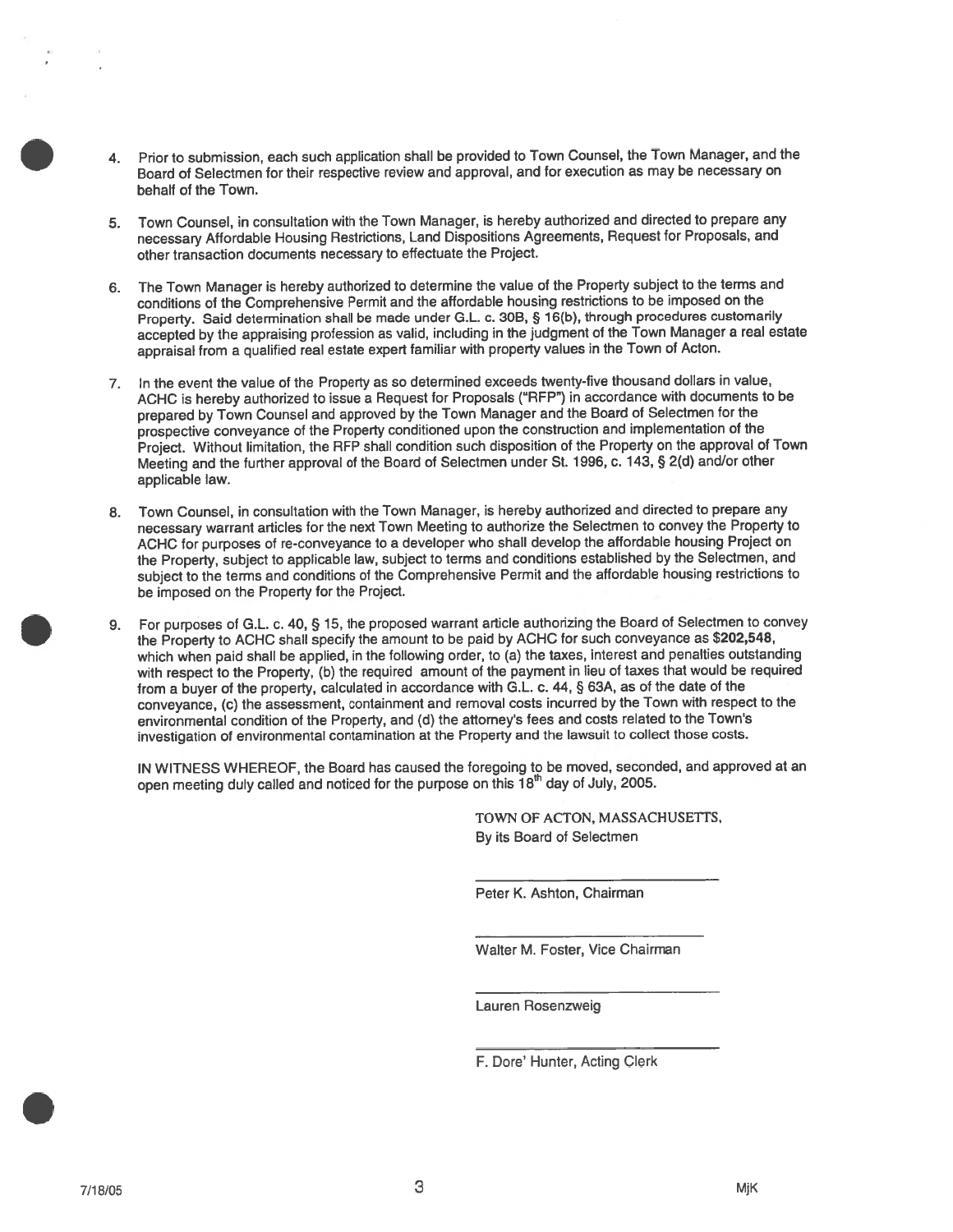4. Prior to submission, each such application shall be provided to Town Counsel, the Town Manager, and the Board of Selectmen for their respective review and approval, and for execution as may be necessary on behalf of the Town.

5. Town Counsel, in consultation with the Town Manager, is hereby authorized and directed to prepare any necessary Affordable Housing Restrictions, Land Dispositions Agreements, Request for Proposals, and other transaction documents necessary to effectuate the Project.

6. The Town Manager is hereby authorized to determine the value of the Property subject to the terms and conditions of the Comprehensive Permit and the affordable housing restrictions to be imposed on the Property. Said determination shall be made under G.L. c. 30B, § 16(b), through procedures customarily accepted by the appraising profession as valid, including in the judgment of the Town Manager a real estate appraisal from a qualified real estate expert familiar with property values in the Town of Acton.

7. In the event the value of the Property as so determined exceeds twenty-five thousand dollars in value, ACHC is hereby authorized to issue a Request for Proposals ("RFP") in accordance with documents to be prepared by Town Counsel and approved by the Town Manager and the Board of Selectmen for the prospective conveyance of the Property conditioned upon the construction and implementation of the Project. Without limitation, the RFP shall condition such disposition of the Property on the approval of Town Meeting and the further approval of the Board of Selectmen under St. 1996, c. 143, § 2(d) and/or other applicable law.

8. Town Counsel, in consultation with the Town Manager, is hereby authorized and directed to prepare any necessary warrant articles for the next Town Meeting to authorize the Selectmen to convey the Property to ACHC for purposes of re-conveyance to a developer who shall develop the affordable housing Project on the Property, subject to applicable law, subject to terms and conditions established by the Selectmen, and subject to the terms and conditions of the Comprehensive Permit and the affordable housing restrictions to be imposed on the Property for the Project.

9. For purposes of G.L. c. 40, § 15, the proposed warrant article authorizing the Board of Selectmen to convey the Property to ACHC shall specify the amount to be paid by ACHC for such conveyance as **$202,548**, which when paid shall be applied, in the following order, to (a) the taxes, interest and penalties outstanding with respect to the Property, (b) the required amount of the payment in lieu of taxes that would be required from a buyer of the property, calculated in accordance with G.L. c. 44, § 63A, as of the date of the conveyance, (c) the assessment, containment and removal costs incurred by the Town with respect to the environmental condition of the Property, and (d) the attorney's fees and costs related to the Town's investigation of environmental contamination at the Property and the lawsuit to collect those costs.

IN WITNESS WHEREOF, the Board has caused the foregoing to be moved, seconded, and approved at an open meeting duly called and noticed for the purpose on this 18th day of July, 2005.

TOWN OF ACTON, MASSACHUSETTS,
By its Board of Selectmen

\_\_\_\_\_\_\_\_\_\_\_\_\_\_\_\_\_\_\_\_\_\_\_\_\_\_\_\_

Peter K. Ashton, Chairman

\_\_\_\_\_\_\_\_\_\_\_\_\_\_\_\_\_\_\_\_\_\_\_\_\_\_\_\_

Walter M. Foster, Vice Chairman

\_\_\_\_\_\_\_\_\_\_\_\_\_\_\_\_\_\_\_\_\_\_\_\_\_\_\_\_

Lauren Rosenzweig

\_\_\_\_\_\_\_\_\_\_\_\_\_\_\_\_\_\_\_\_\_\_\_\_\_\_\_\_

F. Dore' Hunter, Acting Clerk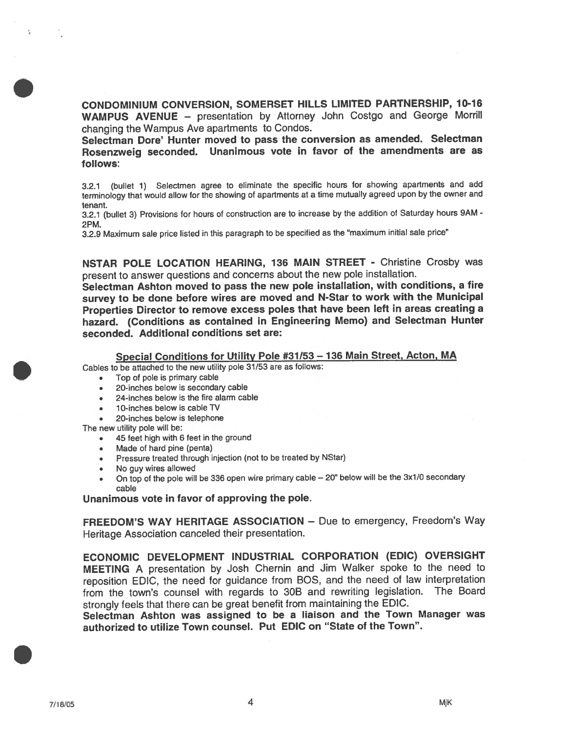**CONDOMINIUM CONVERSION, SOMERSET HILLS LIMITED PARTNERSHIP, 10-16 WAMPUS AVENUE** – presentation by Attorney John Costgo and George Morrill changing the Wampus Ave apartments to Condos.

**Selectman Dore' Hunter moved to pass the conversion as amended. Selectman Rosenzweig seconded. Unanimous vote in favor of the amendments are as follows:**

3.2.1 (bullet 1) Selectmen agree to eliminate the specific hours for showing apartments and add terminology that would allow for the showing of apartments at a time mutually agreed upon by the owner and tenant.

3.2.1 (bullet 3) Provisions for hours of construction are to increase by the addition of Saturday hours 9AM - 2PM.

3.2.9 Maximum sale price listed in this paragraph to be specified as the "maximum initial sale price"

**NSTAR POLE LOCATION HEARING, 136 MAIN STREET** - Christine Crosby was present to answer questions and concerns about the new pole installation.

**Selectman Ashton moved to pass the new pole installation, with conditions, a fire survey to be done before wires are moved and N-Star to work with the Municipal Properties Director to remove excess poles that have been left in areas creating a hazard. (Conditions as contained in Engineering Memo) and Selectman Hunter seconded. Additional conditions set are:**

**Special Conditions for Utility Pole #31/53 – 136 Main Street, Acton, MA**

Cables to be attached to the new utility pole 31/53 are as follows:

- Top of pole is primary cable
- 20-inches below is secondary cable
- 24-inches below is the fire alarm cable
- 10-inches below is cable TV
- 20-inches below is telephone

The new utility pole will be:

- 45 feet high with 6 feet in the ground
- Made of hard pine (penta)
- Pressure treated through injection (not to be treated by NStar)
- No guy wires allowed
- On top of the pole will be 336 open wire primary cable – 20" below will be the 3x1/0 secondary cable

**Unanimous vote in favor of approving the pole.**

**FREEDOM'S WAY HERITAGE ASSOCIATION** – Due to emergency, Freedom's Way Heritage Association canceled their presentation.

**ECONOMIC DEVELOPMENT INDUSTRIAL CORPORATION (EDIC) OVERSIGHT MEETING** A presentation by Josh Chernin and Jim Walker spoke to the need to reposition EDIC, the need for guidance from BOS, and the need of law interpretation from the town's counsel with regards to 30B and rewriting legislation. The Board strongly feels that there can be great benefit from maintaining the EDIC.

**Selectman Ashton was assigned to be a liaison and the Town Manager was authorized to utilize Town counsel. Put EDIC on "State of the Town".**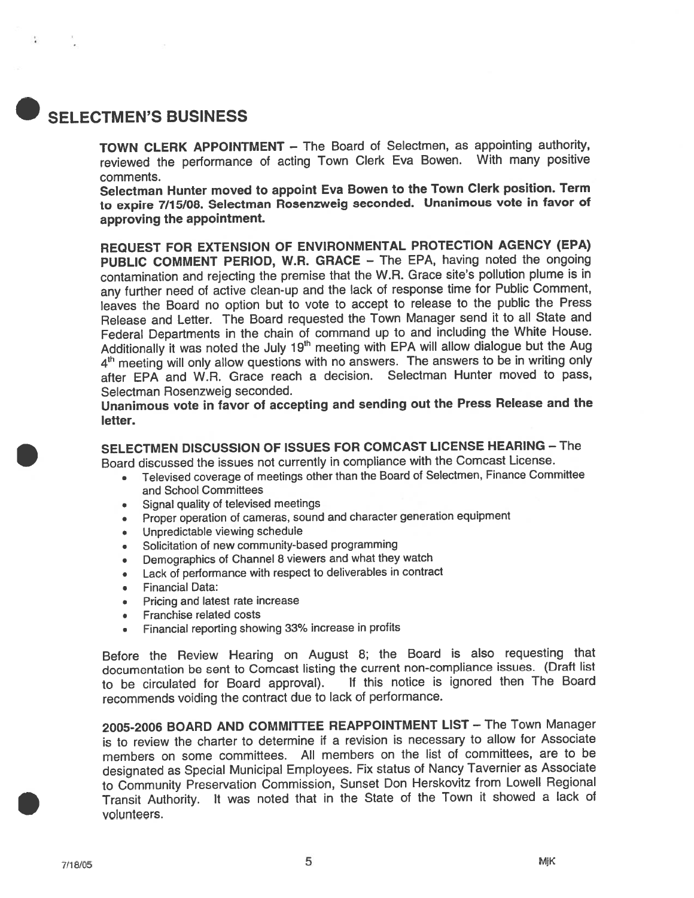# SELECTMEN'S BUSINESS

**TOWN CLERK APPOINTMENT** – The Board of Selectmen, as appointing authority, reviewed the performance of acting Town Clerk Eva Bowen. With many positive comments.

**Selectman Hunter moved to appoint Eva Bowen to the Town Clerk position. Term to expire 7/15/08. Selectman Rosenzweig seconded. Unanimous vote in favor of approving the appointment.**

**REQUEST FOR EXTENSION OF ENVIRONMENTAL PROTECTION AGENCY (EPA) PUBLIC COMMENT PERIOD, W.R. GRACE** – The EPA, having noted the ongoing contamination and rejecting the premise that the W.R. Grace site's pollution plume is in any further need of active clean-up and the lack of response time for Public Comment, leaves the Board no option but to vote to accept to release to the public the Press Release and Letter. The Board requested the Town Manager send it to all State and Federal Departments in the chain of command up to and including the White House. Additionally it was noted the July 19th meeting with EPA will allow dialogue but the Aug 4th meeting will only allow questions with no answers. The answers to be in writing only after EPA and W.R. Grace reach a decision. Selectman Hunter moved to pass, Selectman Rosenzweig seconded.

**Unanimous vote in favor of accepting and sending out the Press Release and the letter.**

**SELECTMEN DISCUSSION OF ISSUES FOR COMCAST LICENSE HEARING** – The Board discussed the issues not currently in compliance with the Comcast License.

- Televised coverage of meetings other than the Board of Selectmen, Finance Committee and School Committees
- Signal quality of televised meetings
- Proper operation of cameras, sound and character generation equipment
- Unpredictable viewing schedule
- Solicitation of new community-based programming
- Demographics of Channel 8 viewers and what they watch
- Lack of performance with respect to deliverables in contract
- Financial Data:
- Pricing and latest rate increase
- Franchise related costs
- Financial reporting showing 33% increase in profits

Before the Review Hearing on August 8; the Board is also requesting that documentation be sent to Comcast listing the current non-compliance issues. (Draft list to be circulated for Board approval). If this notice is ignored then The Board recommends voiding the contract due to lack of performance.

**2005-2006 BOARD AND COMMITTEE REAPPOINTMENT LIST** – The Town Manager is to review the charter to determine if a revision is necessary to allow for Associate members on some committees. All members on the list of committees, are to be designated as Special Municipal Employees. Fix status of Nancy Tavernier as Associate to Community Preservation Commission, Sunset Don Herskovitz from Lowell Regional Transit Authority. It was noted that in the State of the Town it showed a lack of volunteers.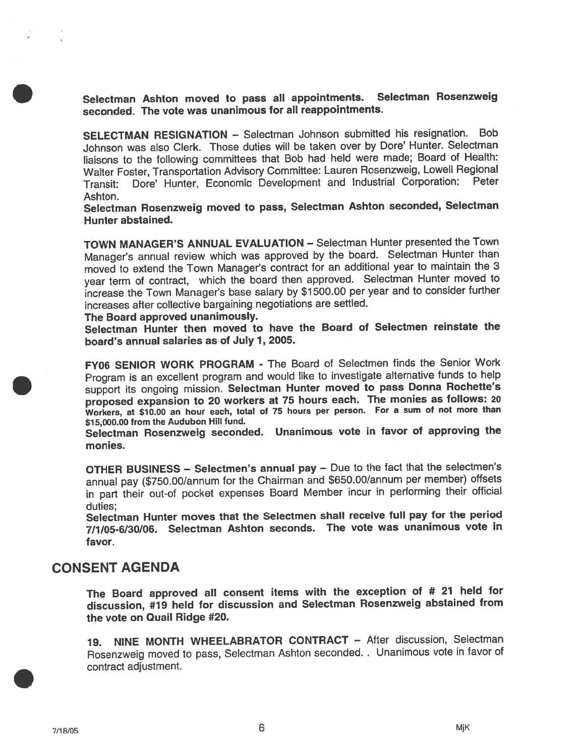**Selectman Ashton moved to pass all appointments. Selectman Rosenzweig seconded. The vote was unanimous for all reappointments.**

**SELECTMAN RESIGNATION** – Selectman Johnson submitted his resignation. Bob Johnson was also Clerk. Those duties will be taken over by Dore' Hunter. Selectman liaisons to the following committees that Bob had held were made; Board of Health: Walter Foster, Transportation Advisory Committee: Lauren Rosenzweig, Lowell Regional Transit: Dore' Hunter, Economic Development and Industrial Corporation: Peter Ashton.

**Selectman Rosenzweig moved to pass, Selectman Ashton seconded, Selectman Hunter abstained.**

**TOWN MANAGER'S ANNUAL EVALUATION** – Selectman Hunter presented the Town Manager's annual review which was approved by the board. Selectman Hunter than moved to extend the Town Manager's contract for an additional year to maintain the 3 year term of contract, which the board then approved. Selectman Hunter moved to increase the Town Manager's base salary by $1500.00 per year and to consider further increases after collective bargaining negotiations are settled.

**The Board approved unanimously.**

**Selectman Hunter then moved to have the Board of Selectmen reinstate the board's annual salaries as of July 1, 2005.**

**FY06 SENIOR WORK PROGRAM** - The Board of Selectmen finds the Senior Work Program is an excellent program and would like to investigate alternative funds to help support its ongoing mission. **Selectman Hunter moved to pass Donna Rochette's proposed expansion to 20 workers at 75 hours each. The monies as follows: 20 Workers, at $10.00 an hour each, total of 75 hours per person. For a sum of not more than $15,000.00 from the Audubon Hill fund.**

**Selectman Rosenzweig seconded. Unanimous vote in favor of approving the monies.**

**OTHER BUSINESS – Selectmen's annual pay** – Due to the fact that the selectmen's annual pay ($750.00/annum for the Chairman and $650.00/annum per member) offsets in part their out-of pocket expenses Board Member incur in performing their official duties;

**Selectman Hunter moves that the Selectmen shall receive full pay for the period 7/1/05-6/30/06. Selectman Ashton seconds. The vote was unanimous vote in favor.**

## CONSENT AGENDA

**The Board approved all consent items with the exception of # 21 held for discussion, #19 held for discussion and Selectman Rosenzweig abstained from the vote on Quail Ridge #20.**

**19. NINE MONTH WHEELABRATOR CONTRACT** – After discussion, Selectman Rosenzweig moved to pass, Selectman Ashton seconded. . Unanimous vote in favor of contract adjustment.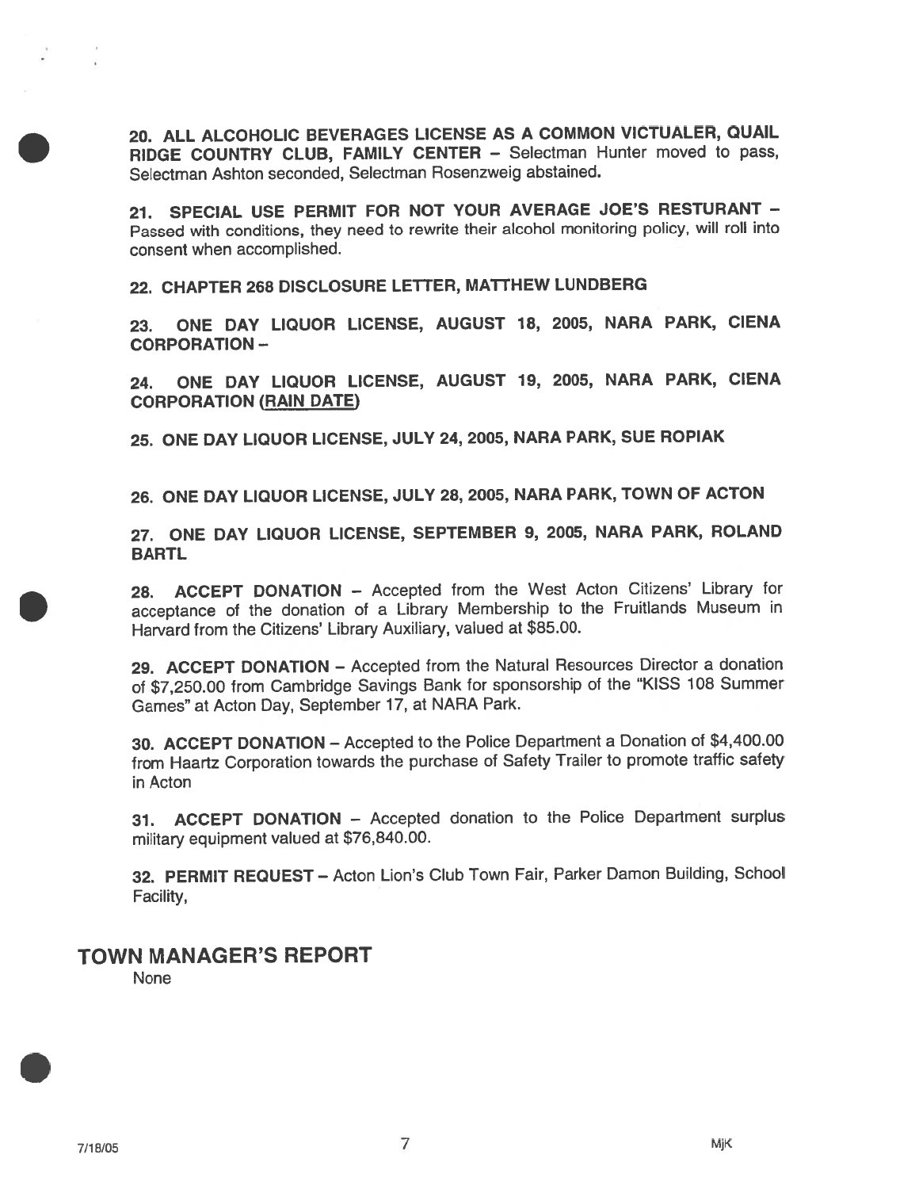**20. ALL ALCOHOLIC BEVERAGES LICENSE AS A COMMON VICTUALER, QUAIL RIDGE COUNTRY CLUB, FAMILY CENTER** – Selectman Hunter moved to pass, Selectman Ashton seconded, Selectman Rosenzweig abstained.

**21. SPECIAL USE PERMIT FOR NOT YOUR AVERAGE JOE'S RESTURANT** – Passed with conditions, they need to rewrite their alcohol monitoring policy, will roll into consent when accomplished.

**22. CHAPTER 268 DISCLOSURE LETTER, MATTHEW LUNDBERG**

**23. ONE DAY LIQUOR LICENSE, AUGUST 18, 2005, NARA PARK, CIENA CORPORATION** –

**24. ONE DAY LIQUOR LICENSE, AUGUST 19, 2005, NARA PARK, CIENA CORPORATION (RAIN DATE)**

**25. ONE DAY LIQUOR LICENSE, JULY 24, 2005, NARA PARK, SUE ROPIAK**

**26. ONE DAY LIQUOR LICENSE, JULY 28, 2005, NARA PARK, TOWN OF ACTON**

**27. ONE DAY LIQUOR LICENSE, SEPTEMBER 9, 2005, NARA PARK, ROLAND BARTL**

**28. ACCEPT DONATION** – Accepted from the West Acton Citizens' Library for acceptance of the donation of a Library Membership to the Fruitlands Museum in Harvard from the Citizens' Library Auxiliary, valued at $85.00.

**29. ACCEPT DONATION** – Accepted from the Natural Resources Director a donation of $7,250.00 from Cambridge Savings Bank for sponsorship of the "KISS 108 Summer Games" at Acton Day, September 17, at NARA Park.

**30. ACCEPT DONATION** – Accepted to the Police Department a Donation of $4,400.00 from Haartz Corporation towards the purchase of Safety Trailer to promote traffic safety in Acton

**31. ACCEPT DONATION** – Accepted donation to the Police Department surplus military equipment valued at $76,840.00.

**32. PERMIT REQUEST** – Acton Lion's Club Town Fair, Parker Damon Building, School Facility,

## TOWN MANAGER'S REPORT

None

7/18/05 MjK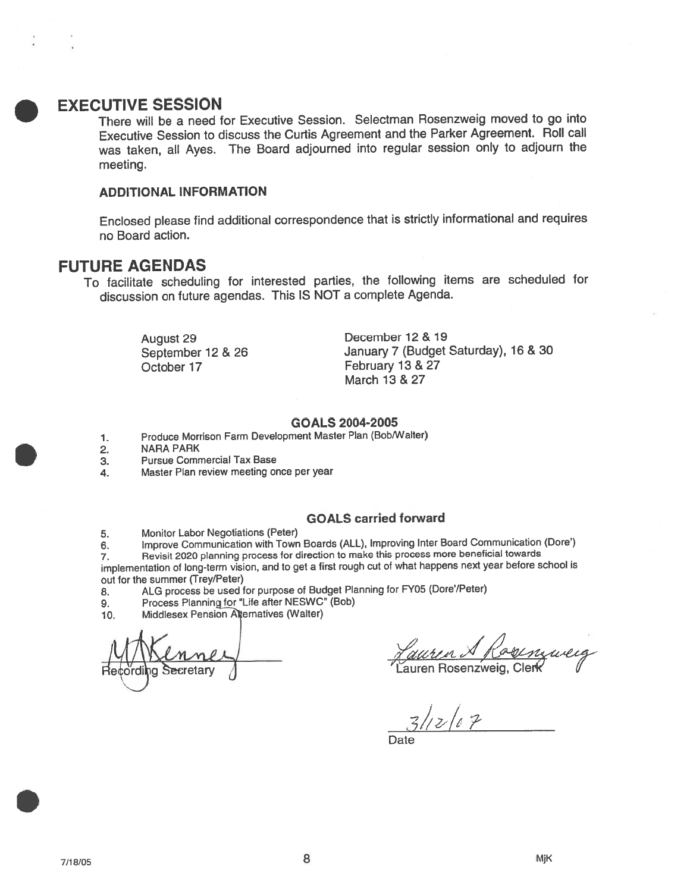## EXECUTIVE SESSION

There will be a need for Executive Session. Selectman Rosenzweig moved to go into Executive Session to discuss the Curtis Agreement and the Parker Agreement. Roll call was taken, all Ayes. The Board adjourned into regular session only to adjourn the meeting.

### ADDITIONAL INFORMATION

Enclosed please find additional correspondence that is strictly informational and requires no Board action.

## FUTURE AGENDAS

To facilitate scheduling for interested parties, the following items are scheduled for discussion on future agendas. This IS NOT a complete Agenda.

August 29
September 12 & 26
October 17
December 12 & 19
January 7 (Budget Saturday), 16 & 30
February 13 & 27
March 13 & 27

### GOALS 2004-2005

1. Produce Morrison Farm Development Master Plan (Bob/Walter)
2. NARA PARK
3. Pursue Commercial Tax Base
4. Master Plan review meeting once per year

### GOALS carried forward

5. Monitor Labor Negotiations (Peter)
6. Improve Communication with Town Boards (ALL), Improving Inter Board Communication (Dore')
7. Revisit 2020 planning process for direction to make this process more beneficial towards implementation of long-term vision, and to get a first rough cut of what happens next year before school is out for the summer (Trey/Peter)
8. ALG process be used for purpose of Budget Planning for FY05 (Dore'/Peter)
9. Process Planning for "Life after NESWC" (Bob)
10. Middlesex Pension Alternatives (Walter)

Recording Secretary

Lauren Rosenzweig, Clerk

3/12/07
Date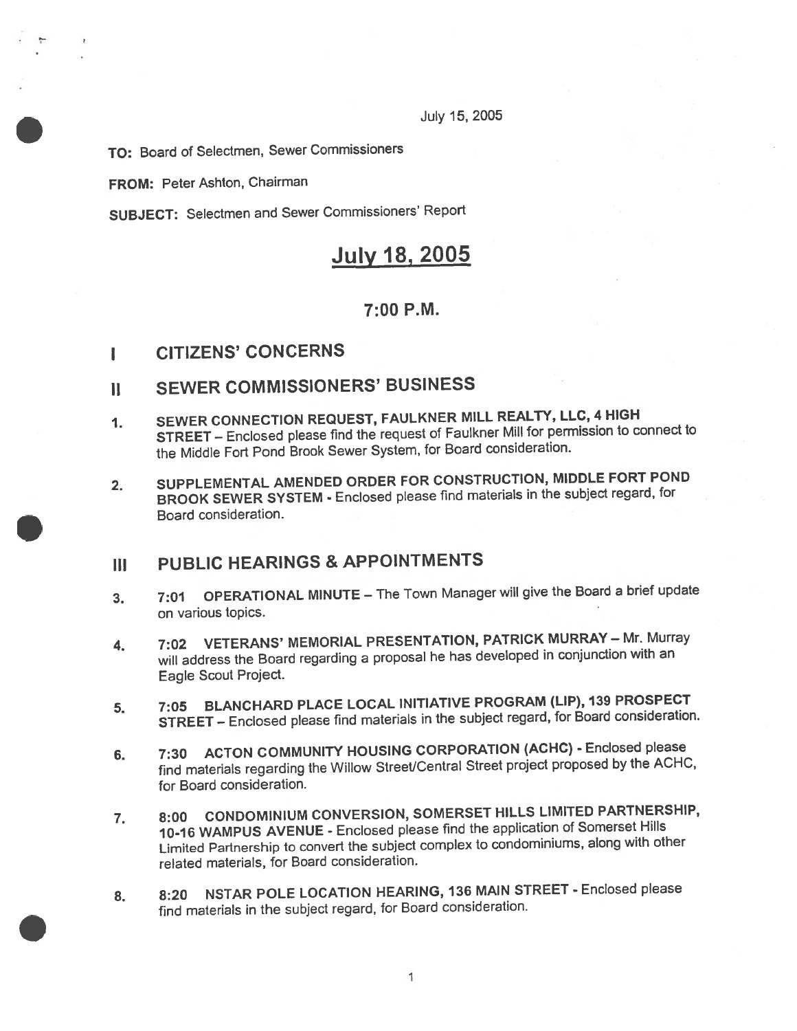July 15, 2005

**TO:** Board of Selectmen, Sewer Commissioners

**FROM:** Peter Ashton, Chairman

**SUBJECT:** Selectmen and Sewer Commissioners' Report

# July 18, 2005

## 7:00 P.M.

## I CITIZENS' CONCERNS

## II SEWER COMMISSIONERS' BUSINESS

1. **SEWER CONNECTION REQUEST, FAULKNER MILL REALTY, LLC, 4 HIGH STREET** – Enclosed please find the request of Faulkner Mill for permission to connect to the Middle Fort Pond Brook Sewer System, for Board consideration.

2. **SUPPLEMENTAL AMENDED ORDER FOR CONSTRUCTION, MIDDLE FORT POND BROOK SEWER SYSTEM** - Enclosed please find materials in the subject regard, for Board consideration.

## III PUBLIC HEARINGS & APPOINTMENTS

3. **7:01 OPERATIONAL MINUTE** – The Town Manager will give the Board a brief update on various topics.

4. **7:02 VETERANS' MEMORIAL PRESENTATION, PATRICK MURRAY** – Mr. Murray will address the Board regarding a proposal he has developed in conjunction with an Eagle Scout Project.

5. **7:05 BLANCHARD PLACE LOCAL INITIATIVE PROGRAM (LIP), 139 PROSPECT STREET** – Enclosed please find materials in the subject regard, for Board consideration.

6. **7:30 ACTON COMMUNITY HOUSING CORPORATION (ACHC)** - Enclosed please find materials regarding the Willow Street/Central Street project proposed by the ACHC, for Board consideration.

7. **8:00 CONDOMINIUM CONVERSION, SOMERSET HILLS LIMITED PARTNERSHIP, 10-16 WAMPUS AVENUE** - Enclosed please find the application of Somerset Hills Limited Partnership to convert the subject complex to condominiums, along with other related materials, for Board consideration.

8. **8:20 NSTAR POLE LOCATION HEARING, 136 MAIN STREET** - Enclosed please find materials in the subject regard, for Board consideration.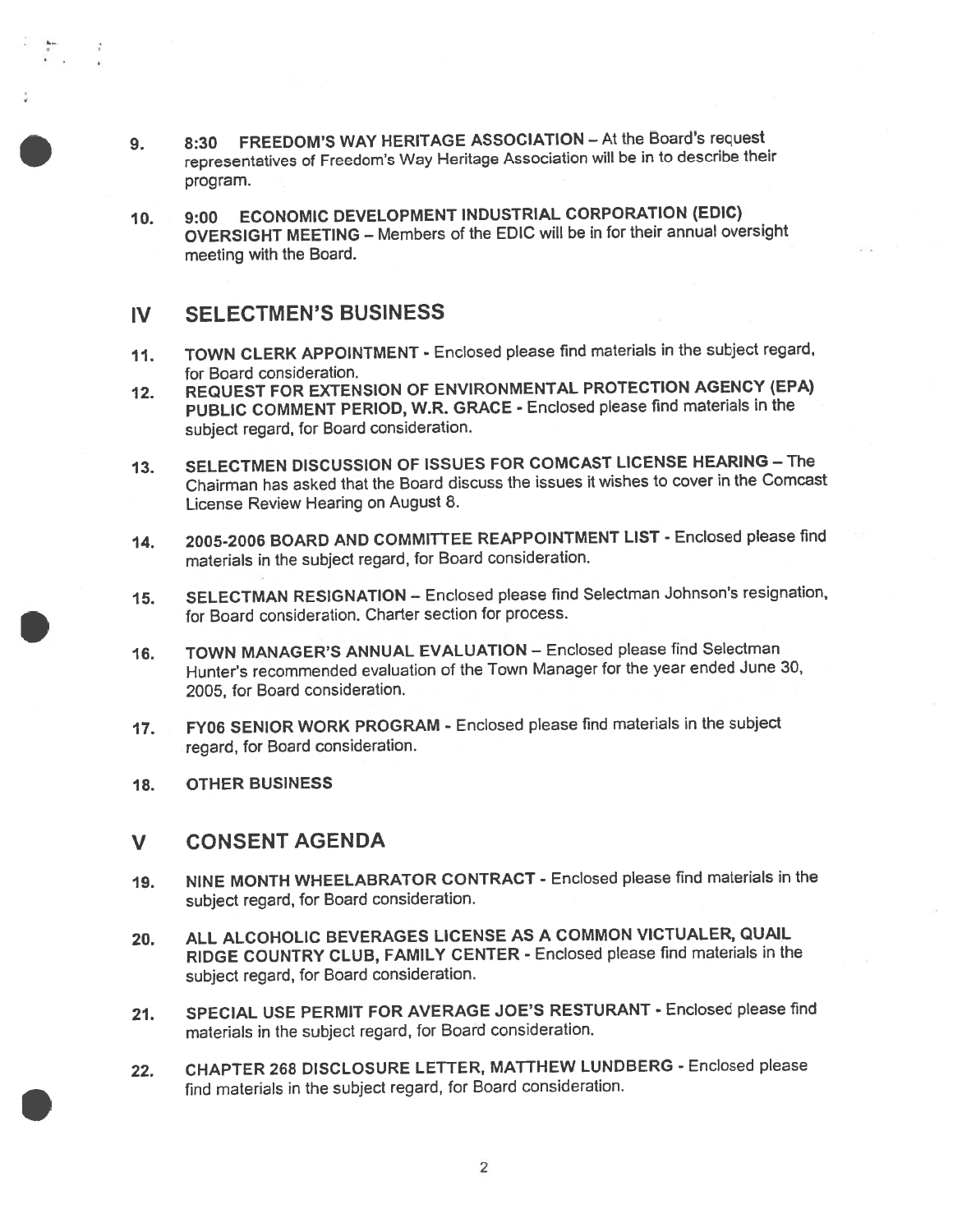9. **8:30 FREEDOM'S WAY HERITAGE ASSOCIATION** – At the Board's request representatives of Freedom's Way Heritage Association will be in to describe their program.

10. **9:00 ECONOMIC DEVELOPMENT INDUSTRIAL CORPORATION (EDIC) OVERSIGHT MEETING** – Members of the EDIC will be in for their annual oversight meeting with the Board.

## IV SELECTMEN'S BUSINESS

11. **TOWN CLERK APPOINTMENT** - Enclosed please find materials in the subject regard, for Board consideration.

12. **REQUEST FOR EXTENSION OF ENVIRONMENTAL PROTECTION AGENCY (EPA) PUBLIC COMMENT PERIOD, W.R. GRACE** - Enclosed please find materials in the subject regard, for Board consideration.

13. **SELECTMEN DISCUSSION OF ISSUES FOR COMCAST LICENSE HEARING** – The Chairman has asked that the Board discuss the issues it wishes to cover in the Comcast License Review Hearing on August 8.

14. **2005-2006 BOARD AND COMMITTEE REAPPOINTMENT LIST** - Enclosed please find materials in the subject regard, for Board consideration.

15. **SELECTMAN RESIGNATION** – Enclosed please find Selectman Johnson's resignation, for Board consideration. Charter section for process.

16. **TOWN MANAGER'S ANNUAL EVALUATION** – Enclosed please find Selectman Hunter's recommended evaluation of the Town Manager for the year ended June 30, 2005, for Board consideration.

17. **FY06 SENIOR WORK PROGRAM** - Enclosed please find materials in the subject regard, for Board consideration.

18. **OTHER BUSINESS**

## V CONSENT AGENDA

19. **NINE MONTH WHEELABRATOR CONTRACT** - Enclosed please find materials in the subject regard, for Board consideration.

20. **ALL ALCOHOLIC BEVERAGES LICENSE AS A COMMON VICTUALER, QUAIL RIDGE COUNTRY CLUB, FAMILY CENTER** - Enclosed please find materials in the subject regard, for Board consideration.

21. **SPECIAL USE PERMIT FOR AVERAGE JOE'S RESTURANT** - Enclosed please find materials in the subject regard, for Board consideration.

22. **CHAPTER 268 DISCLOSURE LETTER, MATTHEW LUNDBERG** - Enclosed please find materials in the subject regard, for Board consideration.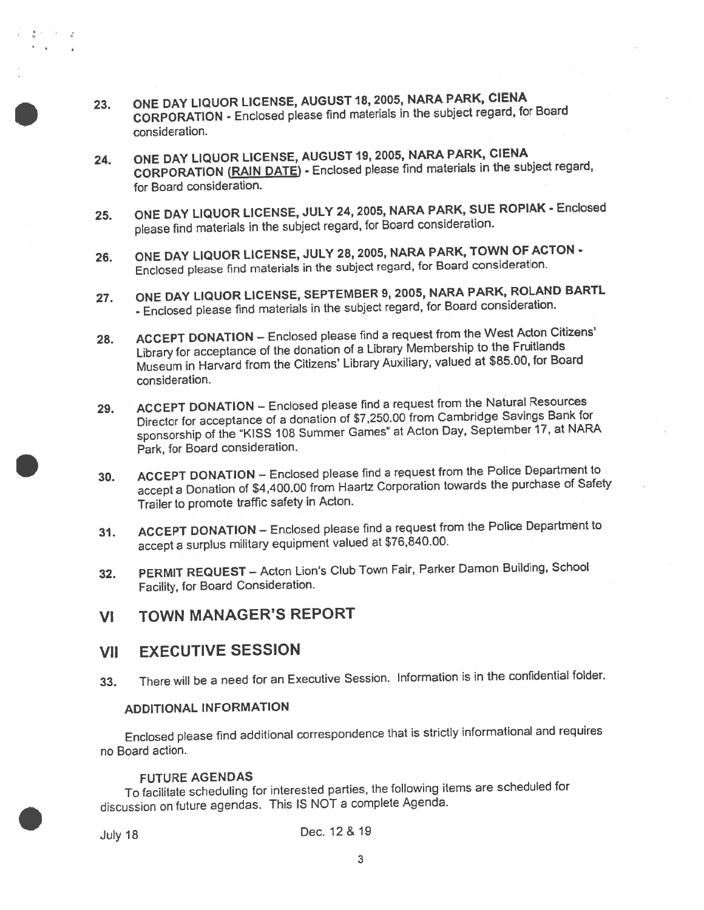23. **ONE DAY LIQUOR LICENSE, AUGUST 18, 2005, NARA PARK, CIENA CORPORATION** - Enclosed please find materials in the subject regard, for Board consideration.

24. **ONE DAY LIQUOR LICENSE, AUGUST 19, 2005, NARA PARK, CIENA CORPORATION (<u>RAIN DATE</u>)** - Enclosed please find materials in the subject regard, for Board consideration.

25. **ONE DAY LIQUOR LICENSE, JULY 24, 2005, NARA PARK, SUE ROPIAK** - Enclosed please find materials in the subject regard, for Board consideration.

26. **ONE DAY LIQUOR LICENSE, JULY 28, 2005, NARA PARK, TOWN OF ACTON** - Enclosed please find materials in the subject regard, for Board consideration.

27. **ONE DAY LIQUOR LICENSE, SEPTEMBER 9, 2005, NARA PARK, ROLAND BARTL** - Enclosed please find materials in the subject regard, for Board consideration.

28. **ACCEPT DONATION** – Enclosed please find a request from the West Acton Citizens' Library for acceptance of the donation of a Library Membership to the Fruitlands Museum in Harvard from the Citizens' Library Auxiliary, valued at $85.00, for Board consideration.

29. **ACCEPT DONATION** – Enclosed please find a request from the Natural Resources Director for acceptance of a donation of $7,250.00 from Cambridge Savings Bank for sponsorship of the "KISS 108 Summer Games" at Acton Day, September 17, at NARA Park, for Board consideration.

30. **ACCEPT DONATION** – Enclosed please find a request from the Police Department to accept a Donation of $4,400.00 from Haartz Corporation towards the purchase of Safety Trailer to promote traffic safety in Acton.

31. **ACCEPT DONATION** – Enclosed please find a request from the Police Department to accept a surplus military equipment valued at $76,840.00.

32. **PERMIT REQUEST** – Acton Lion's Club Town Fair, Parker Damon Building, School Facility, for Board Consideration.

## VI TOWN MANAGER'S REPORT

## VII EXECUTIVE SESSION

33. There will be a need for an Executive Session. Information is in the confidential folder.

### ADDITIONAL INFORMATION

Enclosed please find additional correspondence that is strictly informational and requires no Board action.

### FUTURE AGENDAS

To facilitate scheduling for interested parties, the following items are scheduled for discussion on future agendas. This IS NOT a complete Agenda.

July 18 Dec. 12 & 19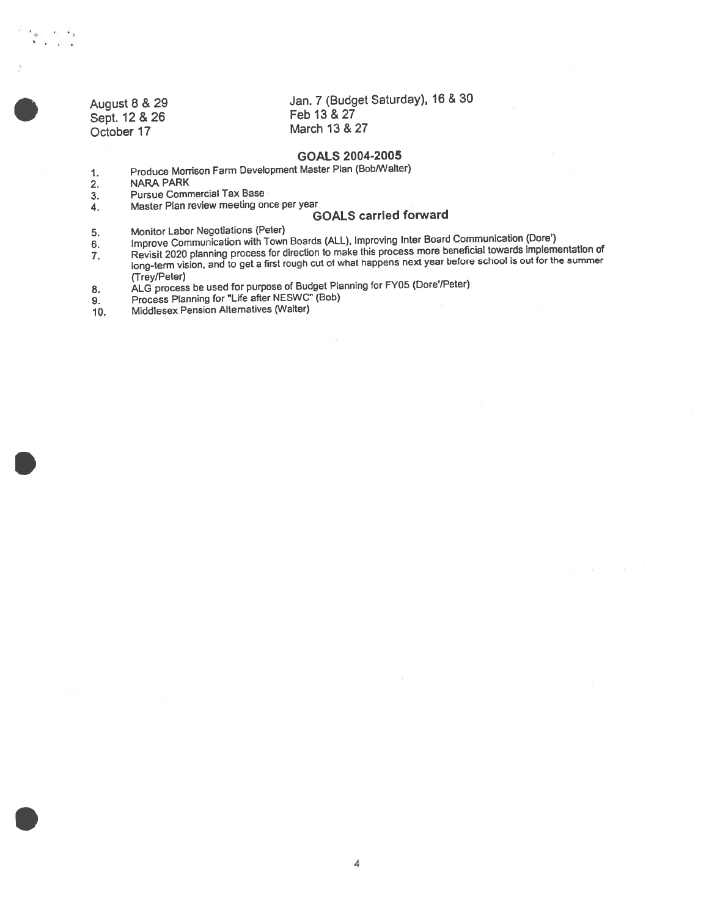August 8 & 29
Sept. 12 & 26
October 17

Jan. 7 (Budget Saturday), 16 & 30
Feb 13 & 27
March 13 & 27

## GOALS 2004-2005

1. Produce Morrison Farm Development Master Plan (Bob/Walter)
2. NARA PARK
3. Pursue Commercial Tax Base
4. Master Plan review meeting once per year

## GOALS carried forward

5. Monitor Labor Negotiations (Peter)
6. Improve Communication with Town Boards (ALL), Improving Inter Board Communication (Dore')
7. Revisit 2020 planning process for direction to make this process more beneficial towards implementation of long-term vision, and to get a first rough cut of what happens next year before school is out for the summer (Trey/Peter)
8. ALG process be used for purpose of Budget Planning for FY05 (Dore'/Peter)
9. Process Planning for "Life after NESWC" (Bob)
10. Middlesex Pension Alternatives (Walter)